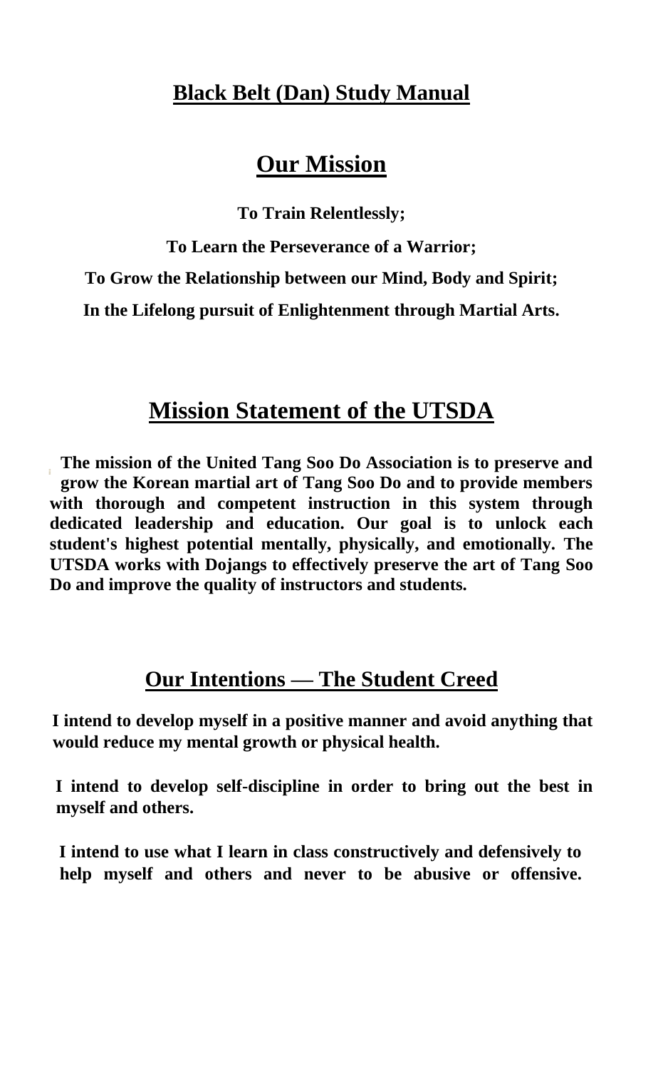# Black Belt (Dan) Study Manual

## Our Mission

**To Train Relentlessly;**

**To Learn the Perseverance of a Warrior;**

**To Grow the Relationship between our Mind, Body and Spirit;**

**In the Lifelong pursuit of Enlightenment through Martial Arts.**

## Mission Statement of the UTSDA

**The mission of the United Tang Soo Do Association is to preserve and grow the Korean martial art of Tang Soo Do and to provide members with thorough and competent instruction in this system through dedicated leadership and education. Our goal is to unlock each student's highest potential mentally, physically, and emotionally. The UTSDA works with Dojangs to effectively preserve the art of Tang Soo Do and improve the quality of instructors and students.**

## Our Intentions — The Student Creed

**I intend to develop myself in a positive manner and avoid anything that would reduce my mental growth or physical health.**

**I intend to develop self-discipline in order to bring out the best in myself and others.**

**I intend to use what I learn in class constructively and defensively to help myself and others and never to be abusive or offensive.**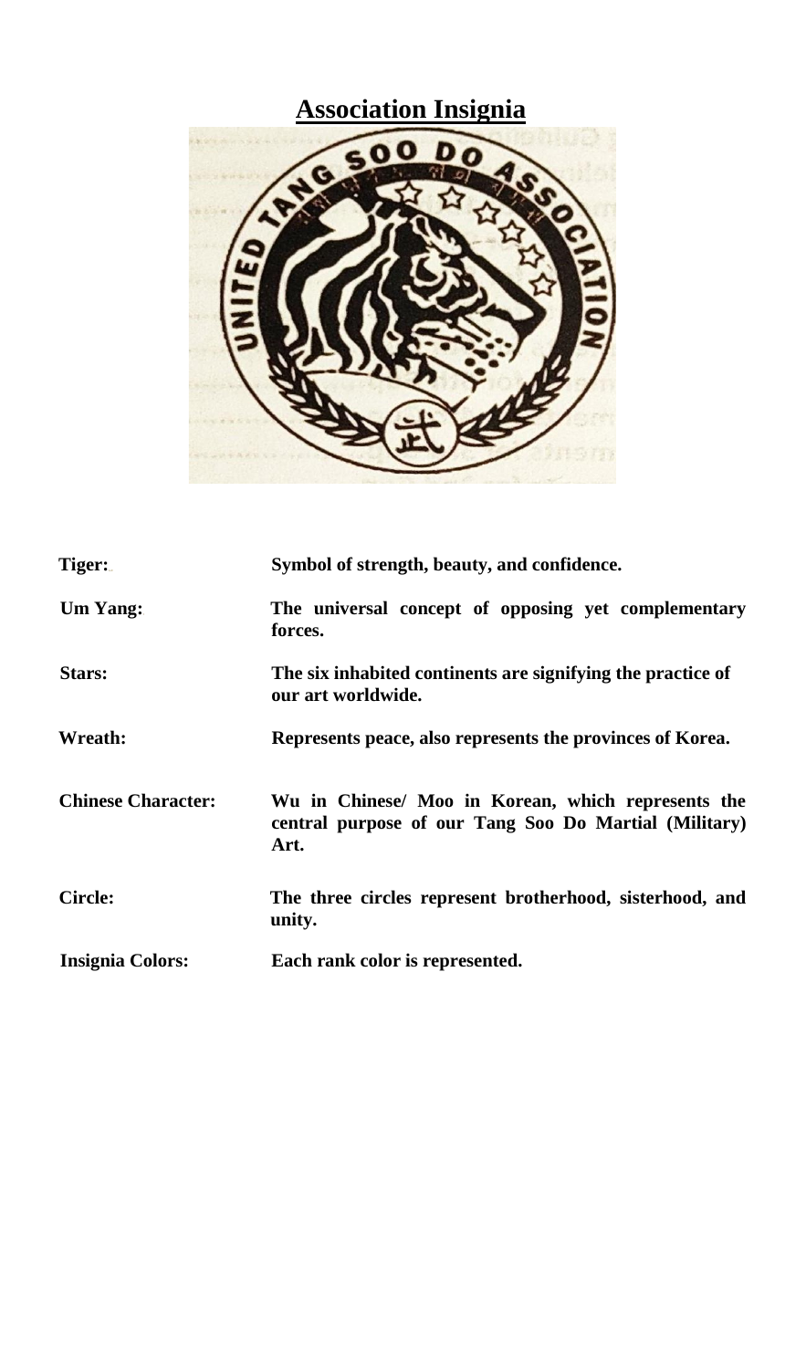## Association Insignia

| | |
|---|---|
| **Tiger:** | **Symbol of strength, beauty, and confidence.** |
| **Um Yang:** | **The universal concept of opposing yet complementary forces.** |
| **Stars:** | **The six inhabited continents are signifying the practice of our art worldwide.** |
| **Wreath:** | **Represents peace, also represents the provinces of Korea.** |
| **Chinese Character:** | **Wu in Chinese/ Moo in Korean, which represents the central purpose of our Tang Soo Do Martial (Military) Art.** |
| **Circle:** | **The three circles represent brotherhood, sisterhood, and unity.** |
| **Insignia Colors:** | **Each rank color is represented.** |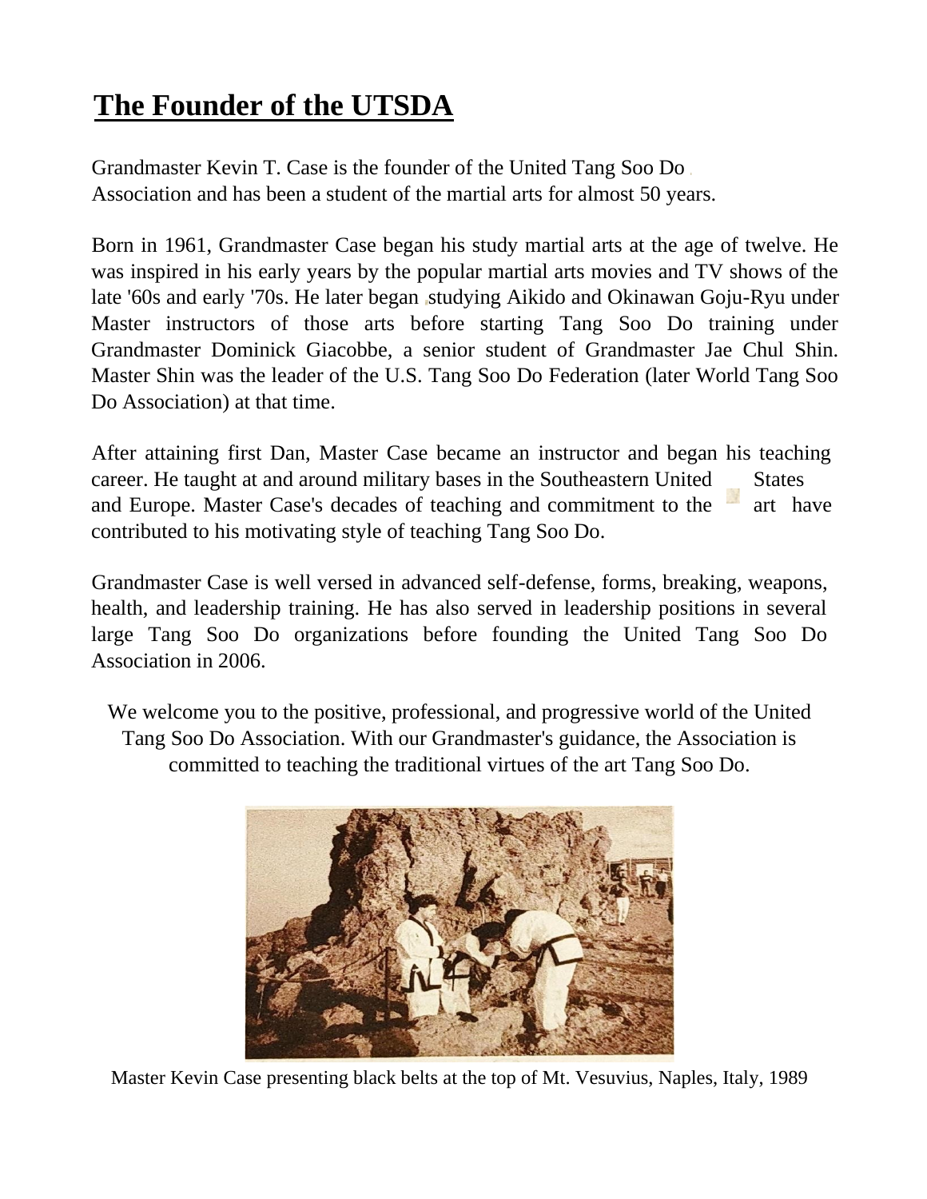# The Founder of the UTSDA

Grandmaster Kevin T. Case is the founder of the United Tang Soo Do Association and has been a student of the martial arts for almost 50 years.

Born in 1961, Grandmaster Case began his study martial arts at the age of twelve. He was inspired in his early years by the popular martial arts movies and TV shows of the late '60s and early '70s. He later began studying Aikido and Okinawan Goju-Ryu under Master instructors of those arts before starting Tang Soo Do training under Grandmaster Dominick Giacobbe, a senior student of Grandmaster Jae Chul Shin. Master Shin was the leader of the U.S. Tang Soo Do Federation (later World Tang Soo Do Association) at that time.

After attaining first Dan, Master Case became an instructor and began his teaching career. He taught at and around military bases in the Southeastern United States and Europe. Master Case's decades of teaching and commitment to the art have contributed to his motivating style of teaching Tang Soo Do.

Grandmaster Case is well versed in advanced self-defense, forms, breaking, weapons, health, and leadership training. He has also served in leadership positions in several large Tang Soo Do organizations before founding the United Tang Soo Do Association in 2006.

We welcome you to the positive, professional, and progressive world of the United Tang Soo Do Association. With our Grandmaster's guidance, the Association is committed to teaching the traditional virtues of the art Tang Soo Do.

Master Kevin Case presenting black belts at the top of Mt. Vesuvius, Naples, Italy, 1989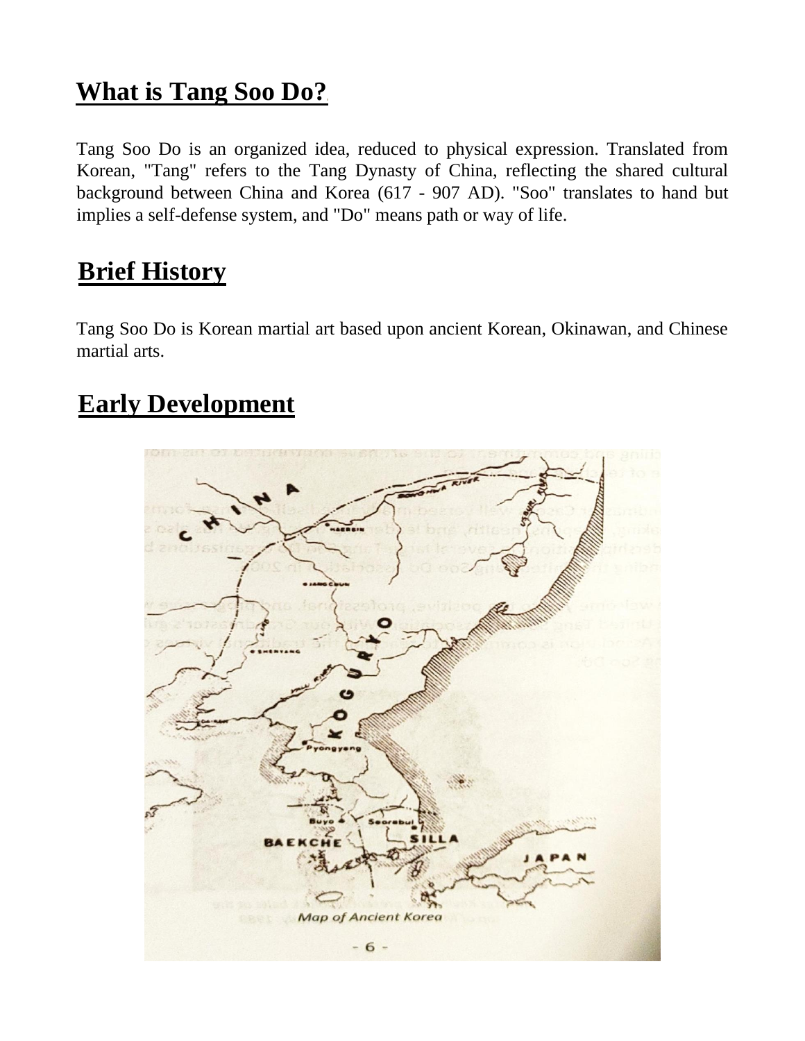## What is Tang Soo Do?

Tang Soo Do is an organized idea, reduced to physical expression. Translated from Korean, "Tang" refers to the Tang Dynasty of China, reflecting the shared cultural background between China and Korea (617 - 907 AD). "Soo" translates to hand but implies a self-defense system, and "Do" means path or way of life.

## Brief History

Tang Soo Do is Korean martial art based upon ancient Korean, Okinawan, and Chinese martial arts.

## Early Development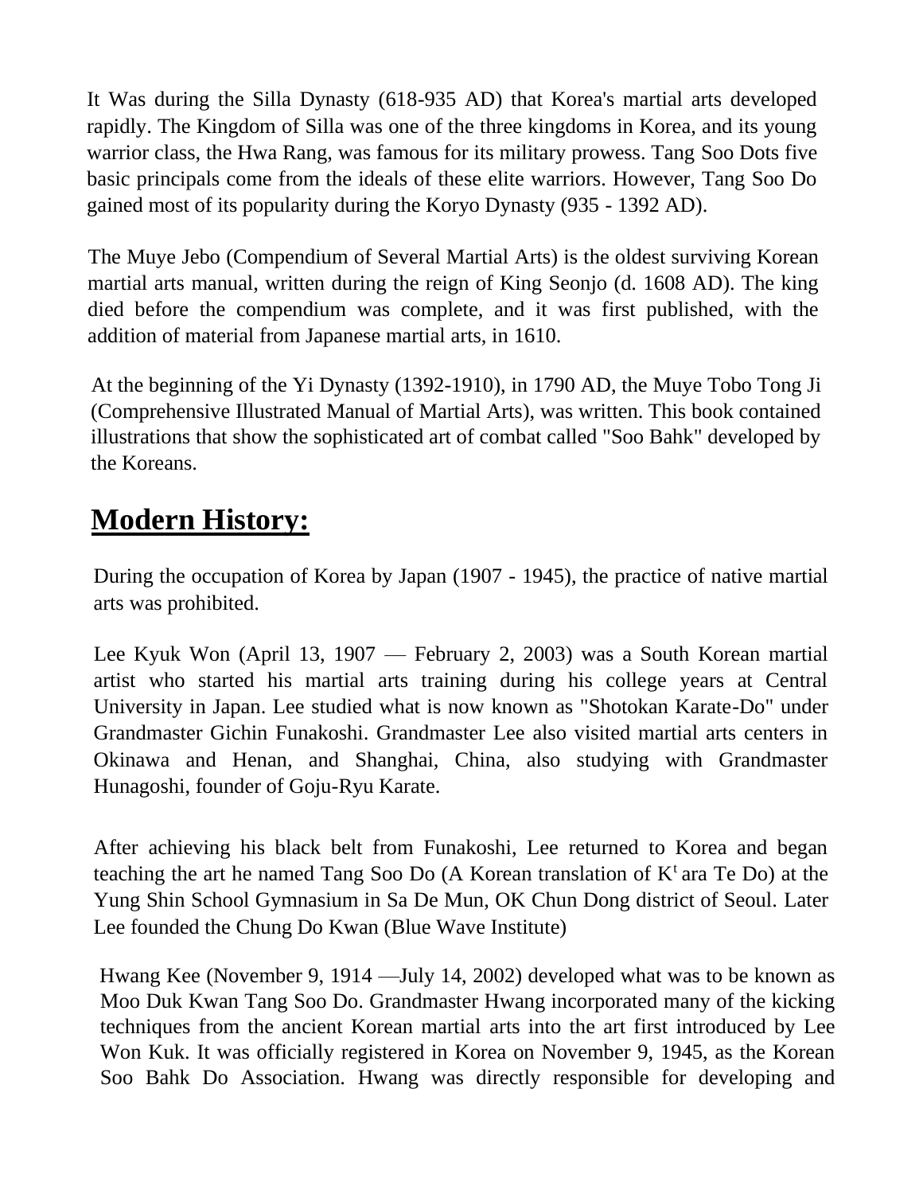It Was during the Silla Dynasty (618-935 AD) that Korea's martial arts developed rapidly. The Kingdom of Silla was one of the three kingdoms in Korea, and its young warrior class, the Hwa Rang, was famous for its military prowess. Tang Soo Dots five basic principals come from the ideals of these elite warriors. However, Tang Soo Do gained most of its popularity during the Koryo Dynasty (935 - 1392 AD).

The Muye Jebo (Compendium of Several Martial Arts) is the oldest surviving Korean martial arts manual, written during the reign of King Seonjo (d. 1608 AD). The king died before the compendium was complete, and it was first published, with the addition of material from Japanese martial arts, in 1610.

At the beginning of the Yi Dynasty (1392-1910), in 1790 AD, the Muye Tobo Tong Ji (Comprehensive Illustrated Manual of Martial Arts), was written. This book contained illustrations that show the sophisticated art of combat called "Soo Bahk" developed by the Koreans.

## Modern History:

During the occupation of Korea by Japan (1907 - 1945), the practice of native martial arts was prohibited.

Lee Kyuk Won (April 13, 1907 — February 2, 2003) was a South Korean martial artist who started his martial arts training during his college years at Central University in Japan. Lee studied what is now known as "Shotokan Karate-Do" under Grandmaster Gichin Funakoshi. Grandmaster Lee also visited martial arts centers in Okinawa and Henan, and Shanghai, China, also studying with Grandmaster Hunagoshi, founder of Goju-Ryu Karate.

After achieving his black belt from Funakoshi, Lee returned to Korea and began teaching the art he named Tang Soo Do (A Korean translation of K' ara Te Do) at the Yung Shin School Gymnasium in Sa De Mun, OK Chun Dong district of Seoul. Later Lee founded the Chung Do Kwan (Blue Wave Institute)

Hwang Kee (November 9, 1914 —July 14, 2002) developed what was to be known as Moo Duk Kwan Tang Soo Do. Grandmaster Hwang incorporated many of the kicking techniques from the ancient Korean martial arts into the art first introduced by Lee Won Kuk. It was officially registered in Korea on November 9, 1945, as the Korean Soo Bahk Do Association. Hwang was directly responsible for developing and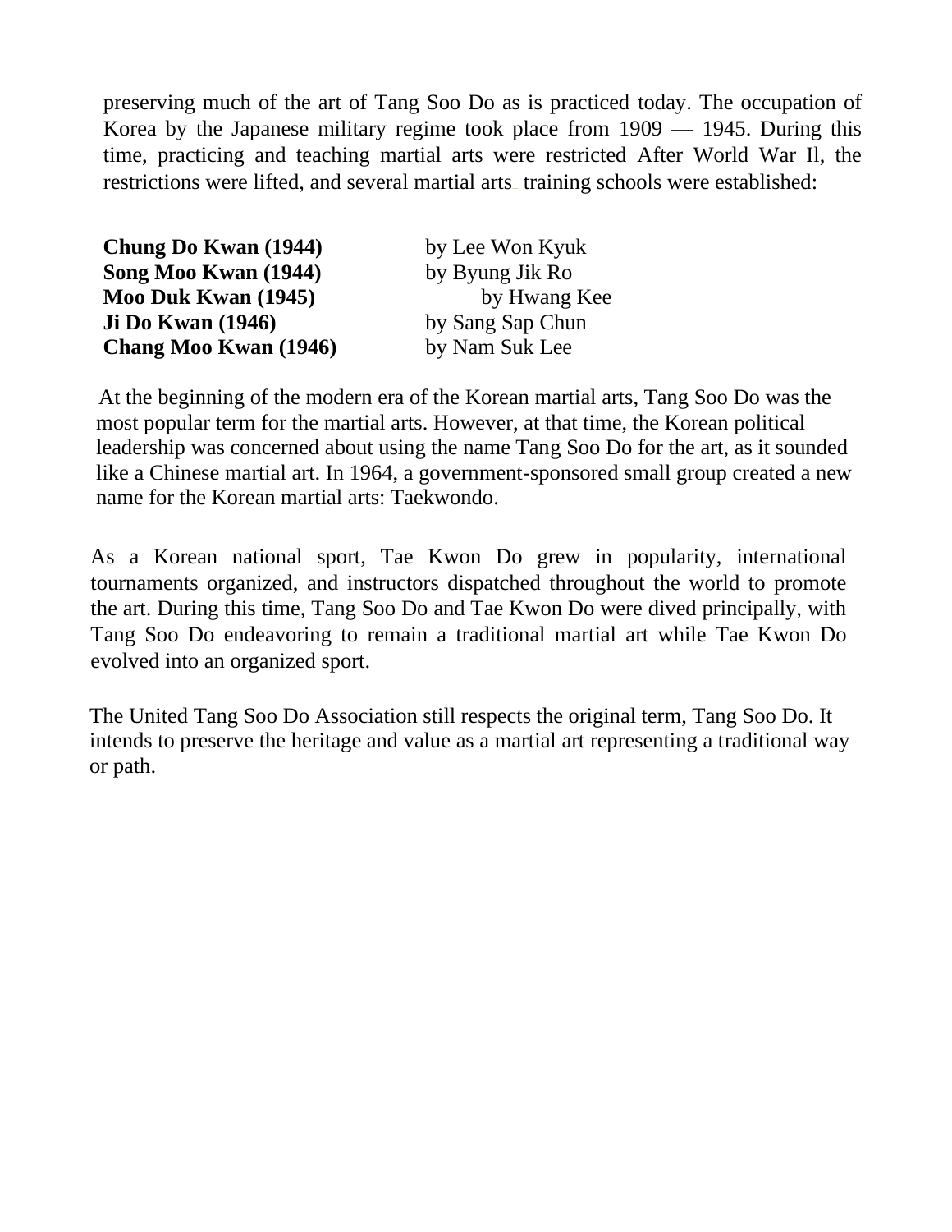preserving much of the art of Tang Soo Do as is practiced today. The occupation of Korea by the Japanese military regime took place from 1909 — 1945. During this time, practicing and teaching martial arts were restricted After World War Il, the restrictions were lifted, and several martial arts training schools were established:

| | |
|---|---|
| **Chung Do Kwan (1944)** | by Lee Won Kyuk |
| **Song Moo Kwan (1944)** | by Byung Jik Ro |
| **Moo Duk Kwan (1945)** | by Hwang Kee |
| **Ji Do Kwan (1946)** | by Sang Sap Chun |
| **Chang Moo Kwan (1946)** | by Nam Suk Lee |

At the beginning of the modern era of the Korean martial arts, Tang Soo Do was the most popular term for the martial arts. However, at that time, the Korean political leadership was concerned about using the name Tang Soo Do for the art, as it sounded like a Chinese martial art. In 1964, a government-sponsored small group created a new name for the Korean martial arts: Taekwondo.

As a Korean national sport, Tae Kwon Do grew in popularity, international tournaments organized, and instructors dispatched throughout the world to promote the art. During this time, Tang Soo Do and Tae Kwon Do were dived principally, with Tang Soo Do endeavoring to remain a traditional martial art while Tae Kwon Do evolved into an organized sport.

The United Tang Soo Do Association still respects the original term, Tang Soo Do. It intends to preserve the heritage and value as a martial art representing a traditional way or path.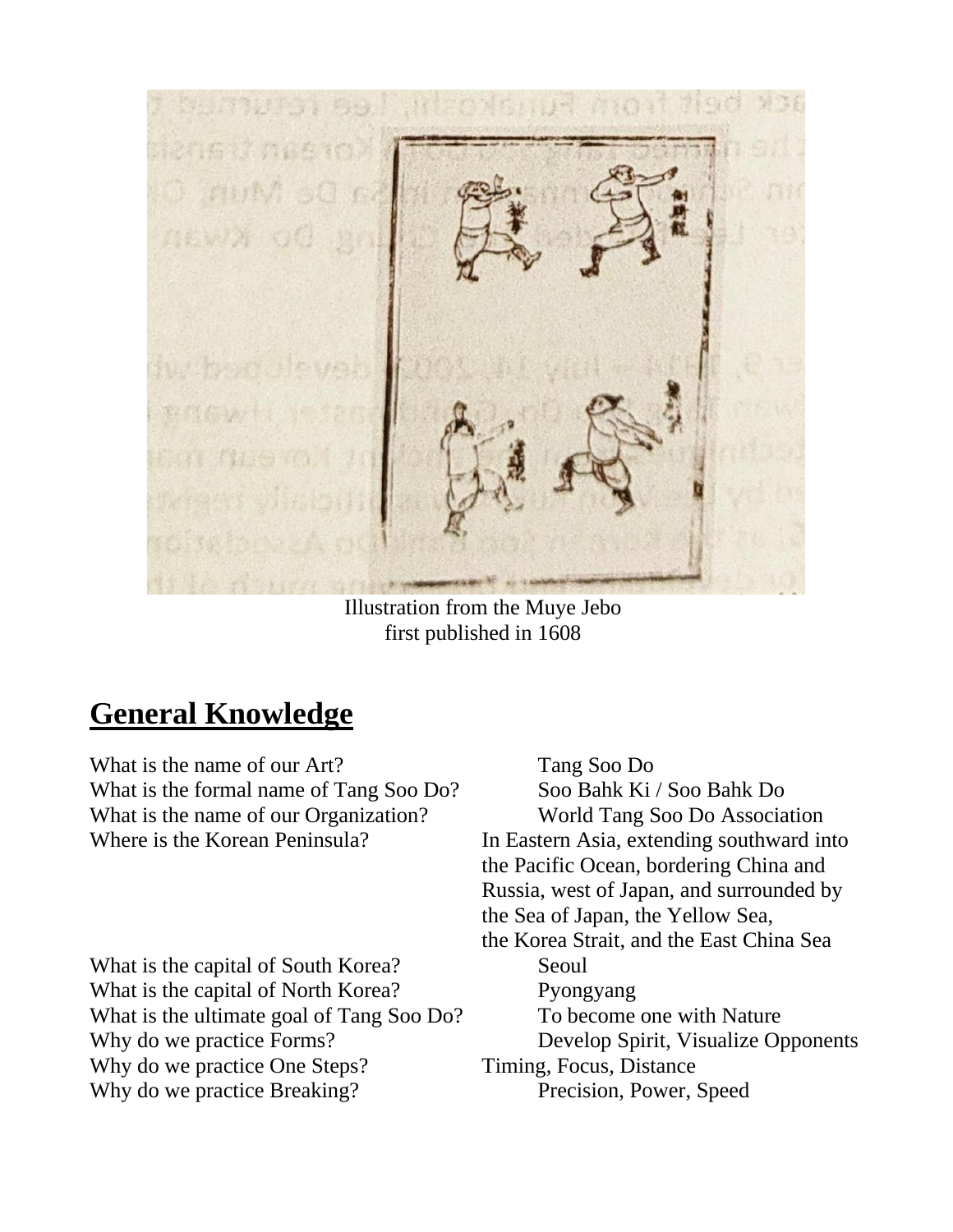Illustration from the Muye Jebo
first published in 1608

## General Knowledge

| Question | Answer |
| --- | --- |
| What is the name of our Art? | Tang Soo Do |
| What is the formal name of Tang Soo Do? | Soo Bahk Ki / Soo Bahk Do |
| What is the name of our Organization? | World Tang Soo Do Association |
| Where is the Korean Peninsula? | In Eastern Asia, extending southward into the Pacific Ocean, bordering China and Russia, west of Japan, and surrounded by the Sea of Japan, the Yellow Sea, the Korea Strait, and the East China Sea |
| What is the capital of South Korea? | Seoul |
| What is the capital of North Korea? | Pyongyang |
| What is the ultimate goal of Tang Soo Do? | To become one with Nature |
| Why do we practice Forms? | Develop Spirit, Visualize Opponents |
| Why do we practice One Steps? | Timing, Focus, Distance |
| Why do we practice Breaking? | Precision, Power, Speed |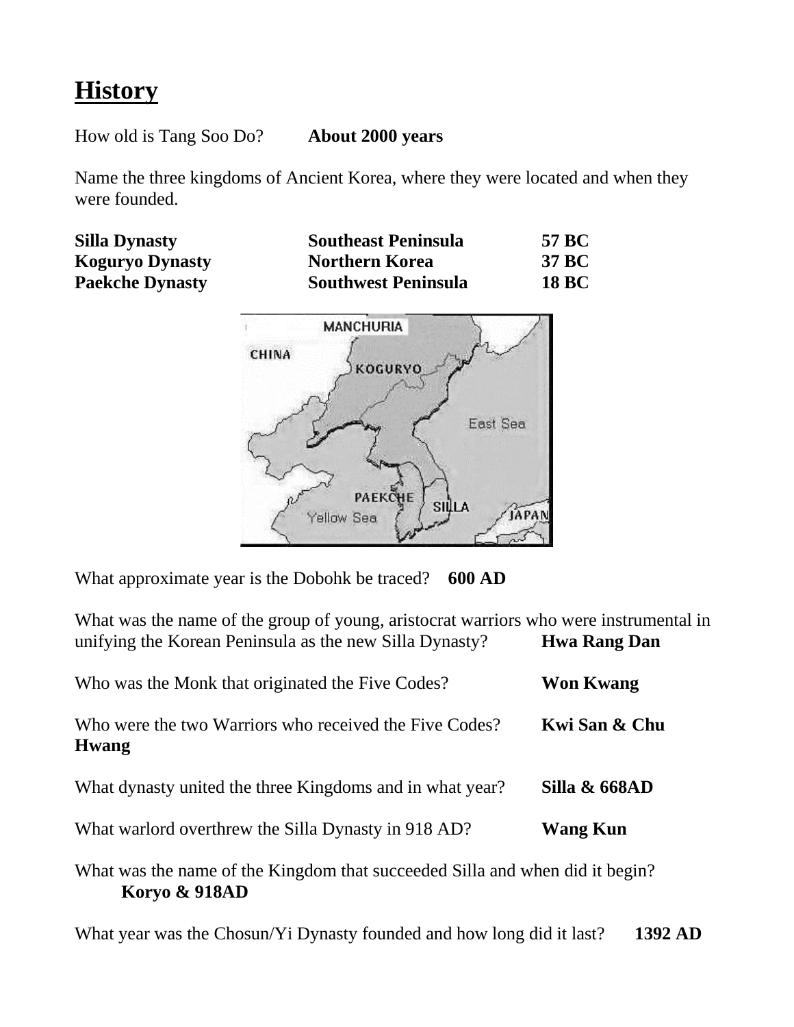# History

How old is Tang Soo Do? **About 2000 years**

Name the three kingdoms of Ancient Korea, where they were located and when they were founded.

| | | |
|---|---|---|
| **Silla Dynasty** | **Southeast Peninsula** | **57 BC** |
| **Koguryo Dynasty** | **Northern Korea** | **37 BC** |
| **Paekche Dynasty** | **Southwest Peninsula** | **18 BC** |

What approximate year is the Dobohk be traced? **600 AD**

What was the name of the group of young, aristocrat warriors who were instrumental in unifying the Korean Peninsula as the new Silla Dynasty? **Hwa Rang Dan**

Who was the Monk that originated the Five Codes? **Won Kwang**

Who were the two Warriors who received the Five Codes? **Kwi San & Chu Hwang**

What dynasty united the three Kingdoms and in what year? **Silla & 668AD**

What warlord overthrew the Silla Dynasty in 918 AD? **Wang Kun**

What was the name of the Kingdom that succeeded Silla and when did it begin? **Koryo & 918AD**

What year was the Chosun/Yi Dynasty founded and how long did it last? **1392 AD**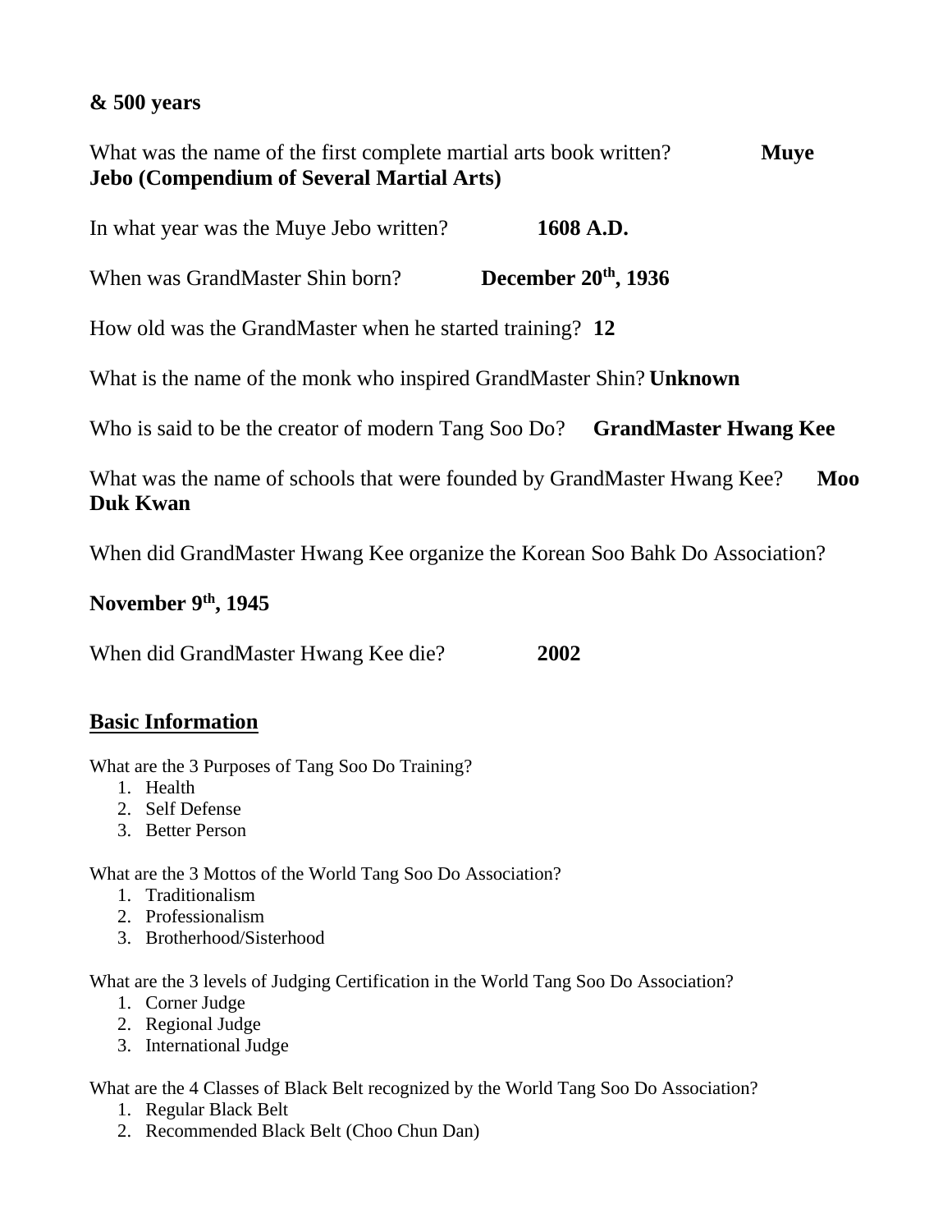**& 500 years**

What was the name of the first complete martial arts book written? **Muye Jebo (Compendium of Several Martial Arts)**

In what year was the Muye Jebo written? **1608 A.D.**

When was GrandMaster Shin born? **December 20th, 1936**

How old was the GrandMaster when he started training? **12**

What is the name of the monk who inspired GrandMaster Shin? **Unknown**

Who is said to be the creator of modern Tang Soo Do? **GrandMaster Hwang Kee**

What was the name of schools that were founded by GrandMaster Hwang Kee? **Moo Duk Kwan**

When did GrandMaster Hwang Kee organize the Korean Soo Bahk Do Association?

**November 9th, 1945**

When did GrandMaster Hwang Kee die? **2002**

## Basic Information

What are the 3 Purposes of Tang Soo Do Training?

1. Health
2. Self Defense
3. Better Person

What are the 3 Mottos of the World Tang Soo Do Association?

1. Traditionalism
2. Professionalism
3. Brotherhood/Sisterhood

What are the 3 levels of Judging Certification in the World Tang Soo Do Association?

1. Corner Judge
2. Regional Judge
3. International Judge

What are the 4 Classes of Black Belt recognized by the World Tang Soo Do Association?

1. Regular Black Belt
2. Recommended Black Belt (Choo Chun Dan)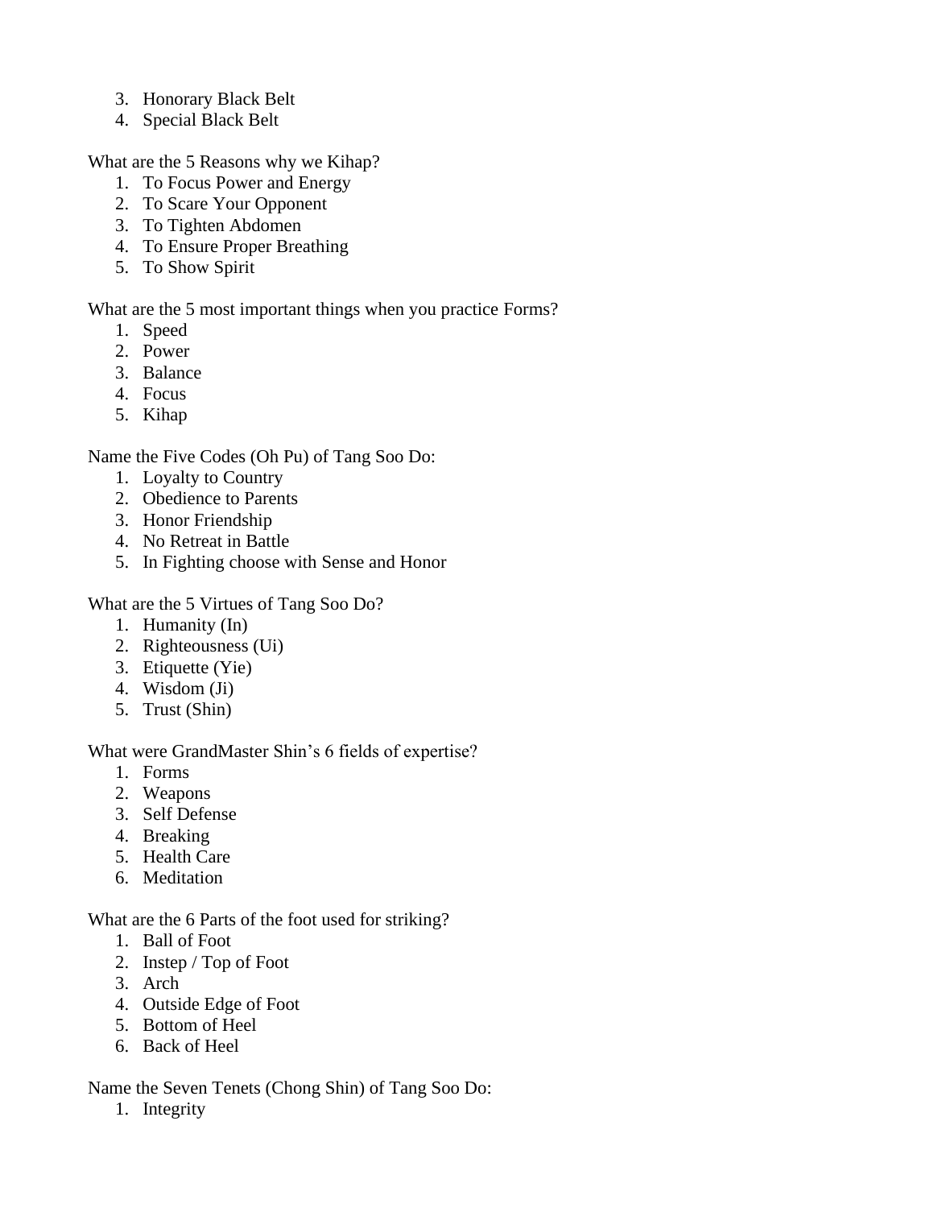3. Honorary Black Belt
4. Special Black Belt

What are the 5 Reasons why we Kihap?

1. To Focus Power and Energy
2. To Scare Your Opponent
3. To Tighten Abdomen
4. To Ensure Proper Breathing
5. To Show Spirit

What are the 5 most important things when you practice Forms?

1. Speed
2. Power
3. Balance
4. Focus
5. Kihap

Name the Five Codes (Oh Pu) of Tang Soo Do:

1. Loyalty to Country
2. Obedience to Parents
3. Honor Friendship
4. No Retreat in Battle
5. In Fighting choose with Sense and Honor

What are the 5 Virtues of Tang Soo Do?

1. Humanity (In)
2. Righteousness (Ui)
3. Etiquette (Yie)
4. Wisdom (Ji)
5. Trust (Shin)

What were GrandMaster Shin's 6 fields of expertise?

1. Forms
2. Weapons
3. Self Defense
4. Breaking
5. Health Care
6. Meditation

What are the 6 Parts of the foot used for striking?

1. Ball of Foot
2. Instep / Top of Foot
3. Arch
4. Outside Edge of Foot
5. Bottom of Heel
6. Back of Heel

Name the Seven Tenets (Chong Shin) of Tang Soo Do:

1. Integrity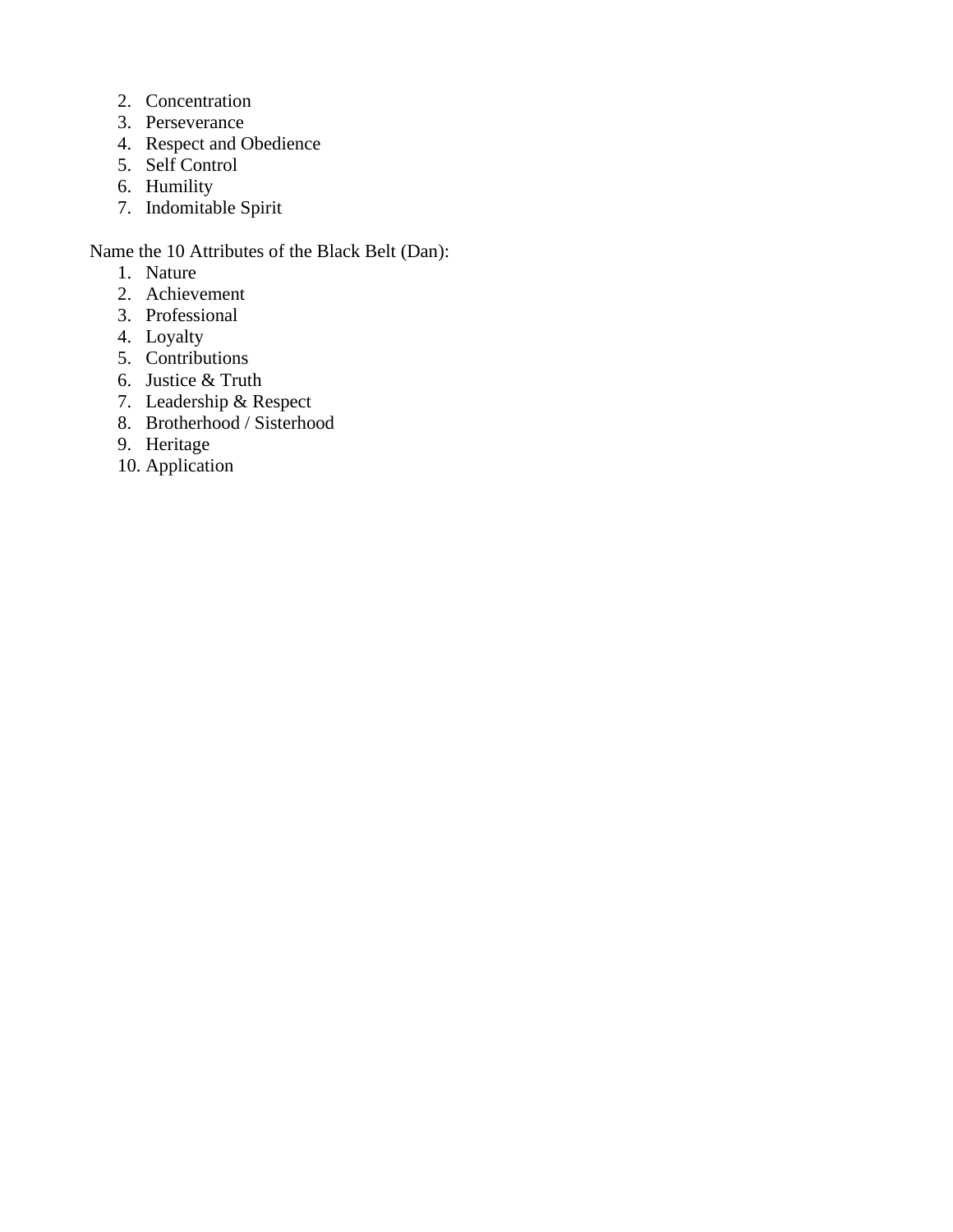2. Concentration
3. Perseverance
4. Respect and Obedience
5. Self Control
6. Humility
7. Indomitable Spirit

Name the 10 Attributes of the Black Belt (Dan):

1. Nature
2. Achievement
3. Professional
4. Loyalty
5. Contributions
6. Justice & Truth
7. Leadership & Respect
8. Brotherhood / Sisterhood
9. Heritage
10. Application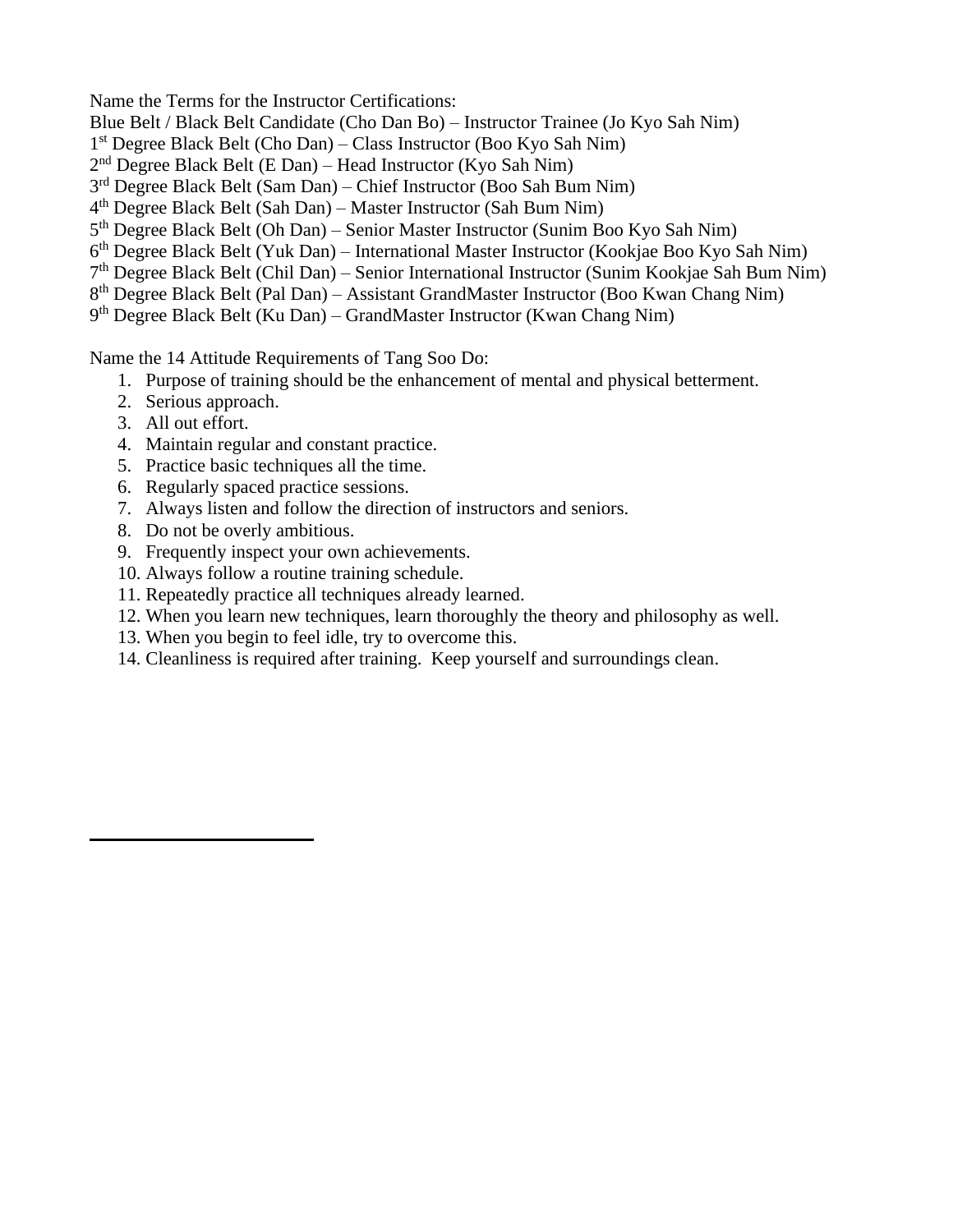Name the Terms for the Instructor Certifications:
Blue Belt / Black Belt Candidate (Cho Dan Bo) – Instructor Trainee (Jo Kyo Sah Nim)
1st Degree Black Belt (Cho Dan) – Class Instructor (Boo Kyo Sah Nim)
2nd Degree Black Belt (E Dan) – Head Instructor (Kyo Sah Nim)
3rd Degree Black Belt (Sam Dan) – Chief Instructor (Boo Sah Bum Nim)
4th Degree Black Belt (Sah Dan) – Master Instructor (Sah Bum Nim)
5th Degree Black Belt (Oh Dan) – Senior Master Instructor (Sunim Boo Kyo Sah Nim)
6th Degree Black Belt (Yuk Dan) – International Master Instructor (Kookjae Boo Kyo Sah Nim)
7th Degree Black Belt (Chil Dan) – Senior International Instructor (Sunim Kookjae Sah Bum Nim)
8th Degree Black Belt (Pal Dan) – Assistant GrandMaster Instructor (Boo Kwan Chang Nim)
9th Degree Black Belt (Ku Dan) – GrandMaster Instructor (Kwan Chang Nim)

Name the 14 Attitude Requirements of Tang Soo Do:

1. Purpose of training should be the enhancement of mental and physical betterment.
2. Serious approach.
3. All out effort.
4. Maintain regular and constant practice.
5. Practice basic techniques all the time.
6. Regularly spaced practice sessions.
7. Always listen and follow the direction of instructors and seniors.
8. Do not be overly ambitious.
9. Frequently inspect your own achievements.
10. Always follow a routine training schedule.
11. Repeatedly practice all techniques already learned.
12. When you learn new techniques, learn thoroughly the theory and philosophy as well.
13. When you begin to feel idle, try to overcome this.
14. Cleanliness is required after training. Keep yourself and surroundings clean.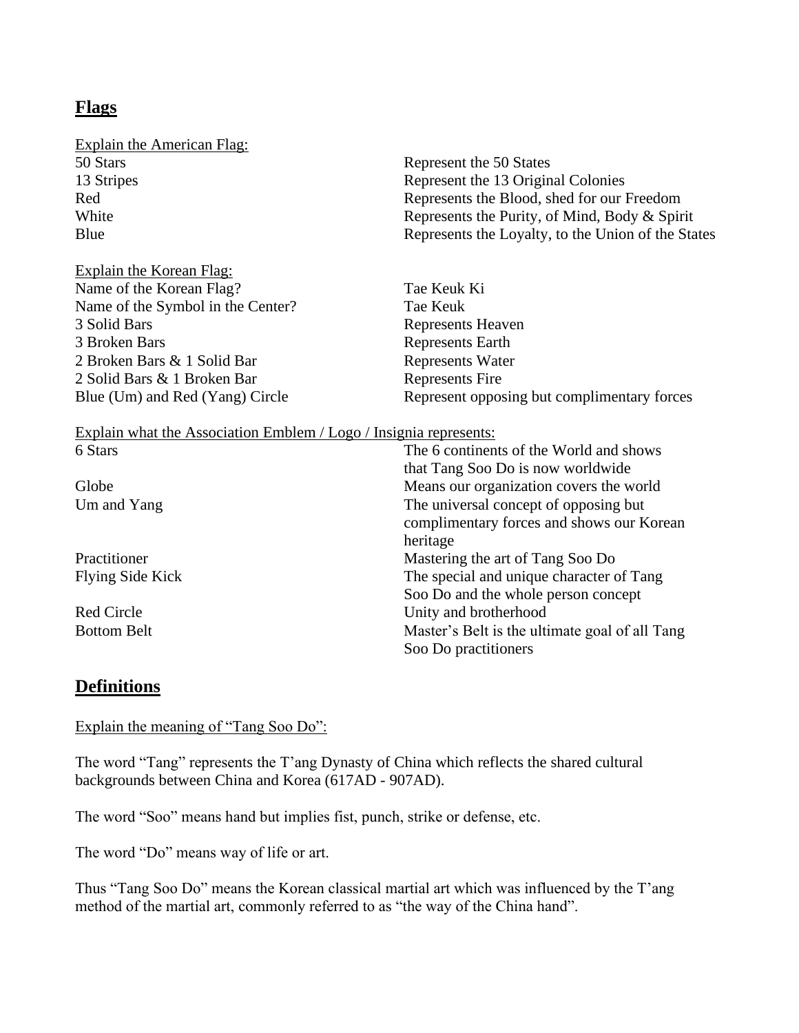## Flags

Explain the American Flag:

| | |
|---|---|
| 50 Stars | Represent the 50 States |
| 13 Stripes | Represent the 13 Original Colonies |
| Red | Represents the Blood, shed for our Freedom |
| White | Represents the Purity, of Mind, Body & Spirit |
| Blue | Represents the Loyalty, to the Union of the States |

Explain the Korean Flag:

| | |
|---|---|
| Name of the Korean Flag? | Tae Keuk Ki |
| Name of the Symbol in the Center? | Tae Keuk |
| 3 Solid Bars | Represents Heaven |
| 3 Broken Bars | Represents Earth |
| 2 Broken Bars & 1 Solid Bar | Represents Water |
| 2 Solid Bars & 1 Broken Bar | Represents Fire |
| Blue (Um) and Red (Yang) Circle | Represent opposing but complimentary forces |

Explain what the Association Emblem / Logo / Insignia represents:

| | |
|---|---|
| 6 Stars | The 6 continents of the World and shows that Tang Soo Do is now worldwide |
| Globe | Means our organization covers the world |
| Um and Yang | The universal concept of opposing but complimentary forces and shows our Korean heritage |
| Practitioner | Mastering the art of Tang Soo Do |
| Flying Side Kick | The special and unique character of Tang Soo Do and the whole person concept |
| Red Circle | Unity and brotherhood |
| Bottom Belt | Master's Belt is the ultimate goal of all Tang Soo Do practitioners |

## Definitions

Explain the meaning of "Tang Soo Do":

The word "Tang" represents the T'ang Dynasty of China which reflects the shared cultural backgrounds between China and Korea (617AD - 907AD).

The word "Soo" means hand but implies fist, punch, strike or defense, etc.

The word "Do" means way of life or art.

Thus "Tang Soo Do" means the Korean classical martial art which was influenced by the T'ang method of the martial art, commonly referred to as "the way of the China hand".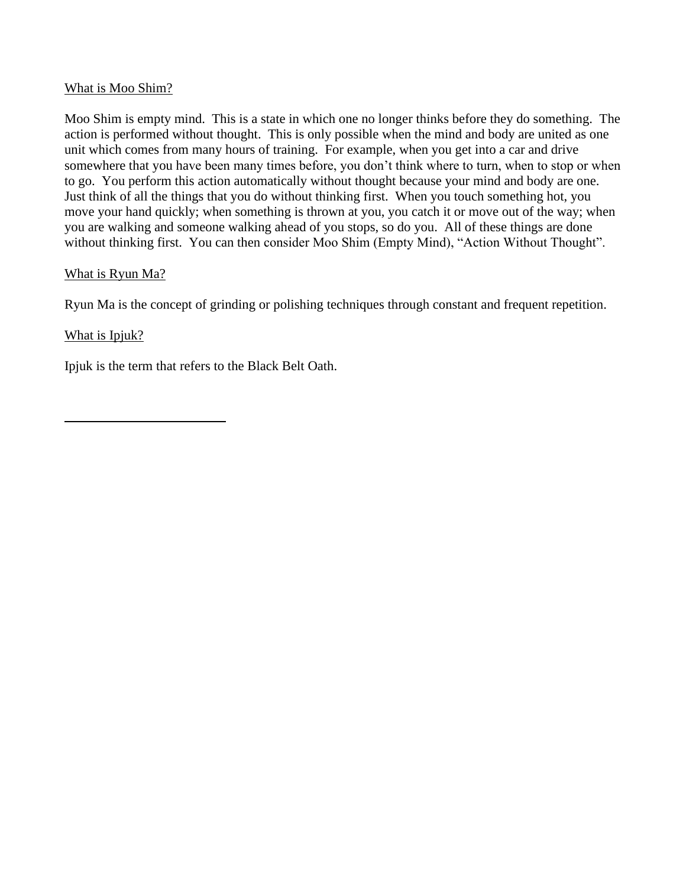<u>What is Moo Shim?</u>

Moo Shim is empty mind. This is a state in which one no longer thinks before they do something. The action is performed without thought. This is only possible when the mind and body are united as one unit which comes from many hours of training. For example, when you get into a car and drive somewhere that you have been many times before, you don't think where to turn, when to stop or when to go. You perform this action automatically without thought because your mind and body are one. Just think of all the things that you do without thinking first. When you touch something hot, you move your hand quickly; when something is thrown at you, you catch it or move out of the way; when you are walking and someone walking ahead of you stops, so do you. All of these things are done without thinking first. You can then consider Moo Shim (Empty Mind), "Action Without Thought".

<u>What is Ryun Ma?</u>

Ryun Ma is the concept of grinding or polishing techniques through constant and frequent repetition.

<u>What is Ipjuk?</u>

Ipjuk is the term that refers to the Black Belt Oath.

---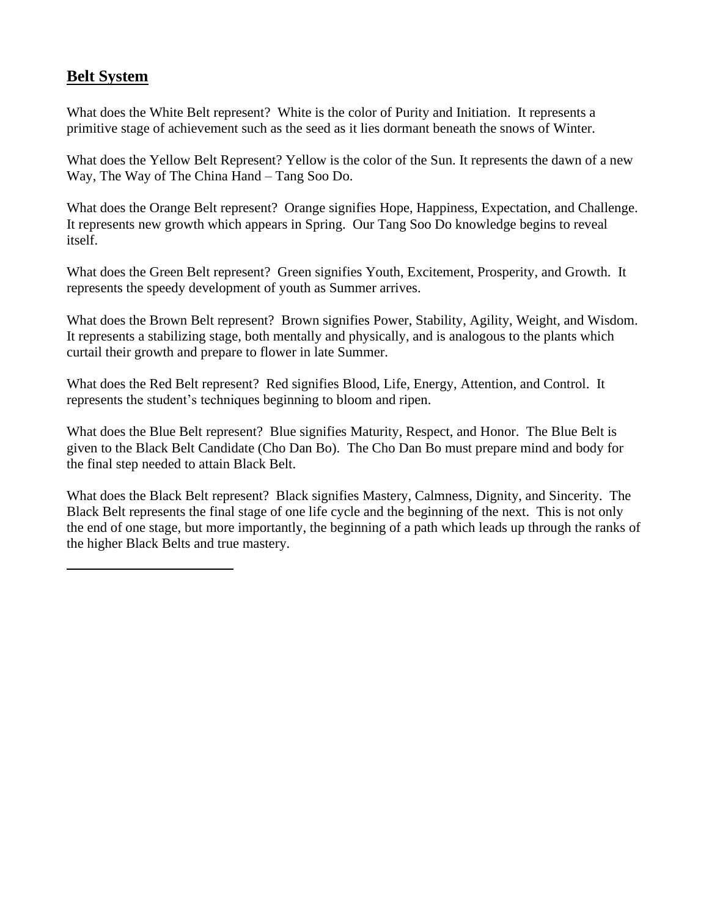## **Belt System**

What does the White Belt represent? White is the color of Purity and Initiation. It represents a primitive stage of achievement such as the seed as it lies dormant beneath the snows of Winter.

What does the Yellow Belt Represent? Yellow is the color of the Sun. It represents the dawn of a new Way, The Way of The China Hand – Tang Soo Do.

What does the Orange Belt represent? Orange signifies Hope, Happiness, Expectation, and Challenge. It represents new growth which appears in Spring. Our Tang Soo Do knowledge begins to reveal itself.

What does the Green Belt represent? Green signifies Youth, Excitement, Prosperity, and Growth. It represents the speedy development of youth as Summer arrives.

What does the Brown Belt represent? Brown signifies Power, Stability, Agility, Weight, and Wisdom. It represents a stabilizing stage, both mentally and physically, and is analogous to the plants which curtail their growth and prepare to flower in late Summer.

What does the Red Belt represent? Red signifies Blood, Life, Energy, Attention, and Control. It represents the student's techniques beginning to bloom and ripen.

What does the Blue Belt represent? Blue signifies Maturity, Respect, and Honor. The Blue Belt is given to the Black Belt Candidate (Cho Dan Bo). The Cho Dan Bo must prepare mind and body for the final step needed to attain Black Belt.

What does the Black Belt represent? Black signifies Mastery, Calmness, Dignity, and Sincerity. The Black Belt represents the final stage of one life cycle and the beginning of the next. This is not only the end of one stage, but more importantly, the beginning of a path which leads up through the ranks of the higher Black Belts and true mastery.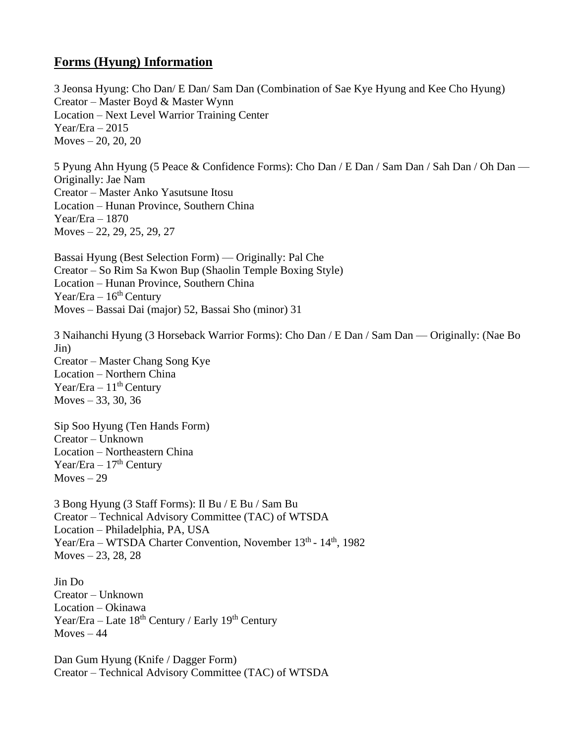## **Forms (Hyung) Information**

3 Jeonsa Hyung: Cho Dan/ E Dan/ Sam Dan (Combination of Sae Kye Hyung and Kee Cho Hyung)
Creator – Master Boyd & Master Wynn
Location – Next Level Warrior Training Center
Year/Era – 2015
Moves – 20, 20, 20

5 Pyung Ahn Hyung (5 Peace & Confidence Forms): Cho Dan / E Dan / Sam Dan / Sah Dan / Oh Dan — Originally: Jae Nam
Creator – Master Anko Yasutsune Itosu
Location – Hunan Province, Southern China
Year/Era – 1870
Moves – 22, 29, 25, 29, 27

Bassai Hyung (Best Selection Form) — Originally: Pal Che
Creator – So Rim Sa Kwon Bup (Shaolin Temple Boxing Style)
Location – Hunan Province, Southern China
Year/Era – 16th Century
Moves – Bassai Dai (major) 52, Bassai Sho (minor) 31

3 Naihanchi Hyung (3 Horseback Warrior Forms): Cho Dan / E Dan / Sam Dan — Originally: (Nae Bo Jin)
Creator – Master Chang Song Kye
Location – Northern China
Year/Era – 11th Century
Moves – 33, 30, 36

Sip Soo Hyung (Ten Hands Form)
Creator – Unknown
Location – Northeastern China
Year/Era – 17th Century
Moves – 29

3 Bong Hyung (3 Staff Forms): Il Bu / E Bu / Sam Bu
Creator – Technical Advisory Committee (TAC) of WTSDA
Location – Philadelphia, PA, USA
Year/Era – WTSDA Charter Convention, November 13th - 14th, 1982
Moves – 23, 28, 28

Jin Do
Creator – Unknown
Location – Okinawa
Year/Era – Late 18th Century / Early 19th Century
Moves – 44

Dan Gum Hyung (Knife / Dagger Form)
Creator – Technical Advisory Committee (TAC) of WTSDA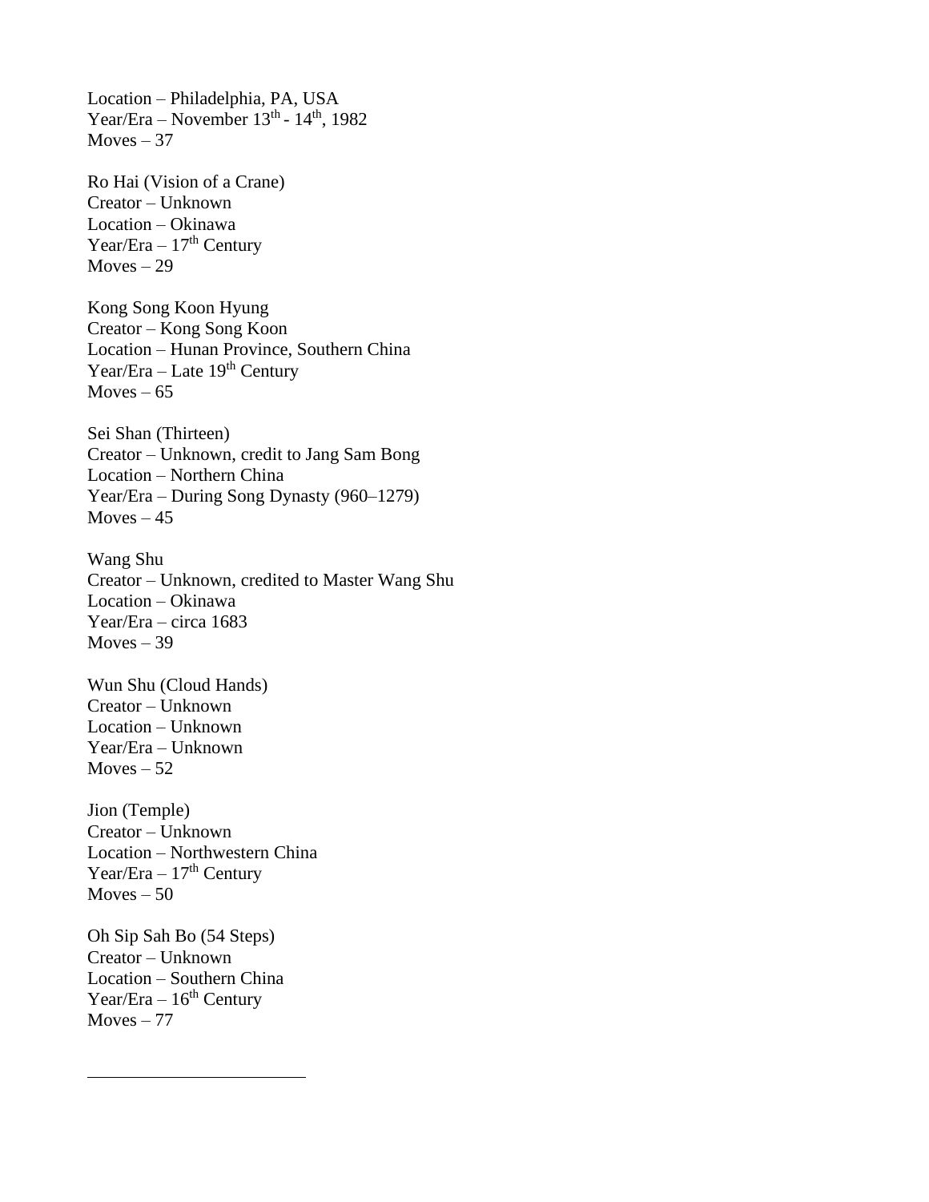Location – Philadelphia, PA, USA
Year/Era – November 13th - 14th, 1982
Moves – 37

Ro Hai (Vision of a Crane)
Creator – Unknown
Location – Okinawa
Year/Era – 17th Century
Moves – 29

Kong Song Koon Hyung
Creator – Kong Song Koon
Location – Hunan Province, Southern China
Year/Era – Late 19th Century
Moves – 65

Sei Shan (Thirteen)
Creator – Unknown, credit to Jang Sam Bong
Location – Northern China
Year/Era – During Song Dynasty (960–1279)
Moves – 45

Wang Shu
Creator – Unknown, credited to Master Wang Shu
Location – Okinawa
Year/Era – circa 1683
Moves – 39

Wun Shu (Cloud Hands)
Creator – Unknown
Location – Unknown
Year/Era – Unknown
Moves – 52

Jion (Temple)
Creator – Unknown
Location – Northwestern China
Year/Era – 17th Century
Moves – 50

Oh Sip Sah Bo (54 Steps)
Creator – Unknown
Location – Southern China
Year/Era – 16th Century
Moves – 77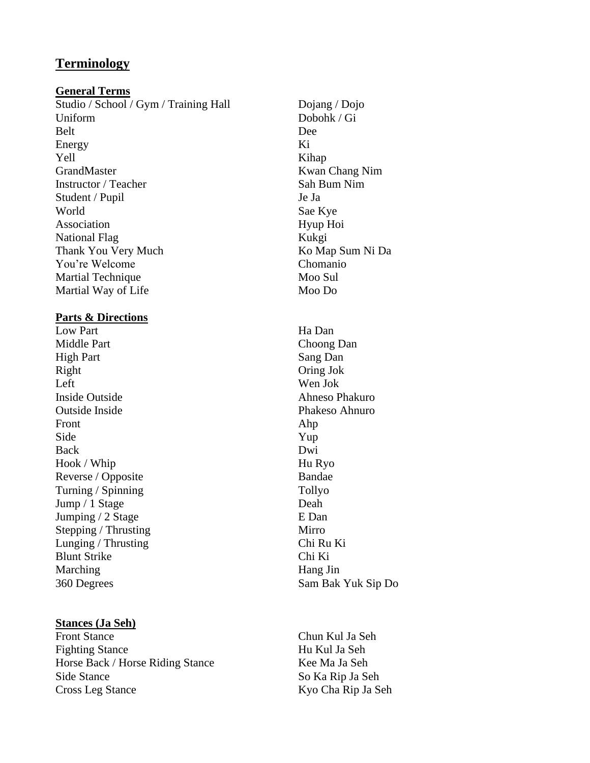# Terminology

## General Terms

| | |
|---|---|
| Studio / School / Gym / Training Hall | Dojang / Dojo |
| Uniform | Dobohk / Gi |
| Belt | Dee |
| Energy | Ki |
| Yell | Kihap |
| GrandMaster | Kwan Chang Nim |
| Instructor / Teacher | Sah Bum Nim |
| Student / Pupil | Je Ja |
| World | Sae Kye |
| Association | Hyup Hoi |
| National Flag | Kukgi |
| Thank You Very Much | Ko Map Sum Ni Da |
| You're Welcome | Chomanio |
| Martial Technique | Moo Sul |
| Martial Way of Life | Moo Do |

## Parts & Directions

| | |
|---|---|
| Low Part | Ha Dan |
| Middle Part | Choong Dan |
| High Part | Sang Dan |
| Right | Oring Jok |
| Left | Wen Jok |
| Inside Outside | Ahneso Phakuro |
| Outside Inside | Phakeso Ahnuro |
| Front | Ahp |
| Side | Yup |
| Back | Dwi |
| Hook / Whip | Hu Ryo |
| Reverse / Opposite | Bandae |
| Turning / Spinning | Tollyo |
| Jump / 1 Stage | Deah |
| Jumping / 2 Stage | E Dan |
| Stepping / Thrusting | Mirro |
| Lunging / Thrusting | Chi Ru Ki |
| Blunt Strike | Chi Ki |
| Marching | Hang Jin |
| 360 Degrees | Sam Bak Yuk Sip Do |

## Stances (Ja Seh)

| | |
|---|---|
| Front Stance | Chun Kul Ja Seh |
| Fighting Stance | Hu Kul Ja Seh |
| Horse Back / Horse Riding Stance | Kee Ma Ja Seh |
| Side Stance | So Ka Rip Ja Seh |
| Cross Leg Stance | Kyo Cha Rip Ja Seh |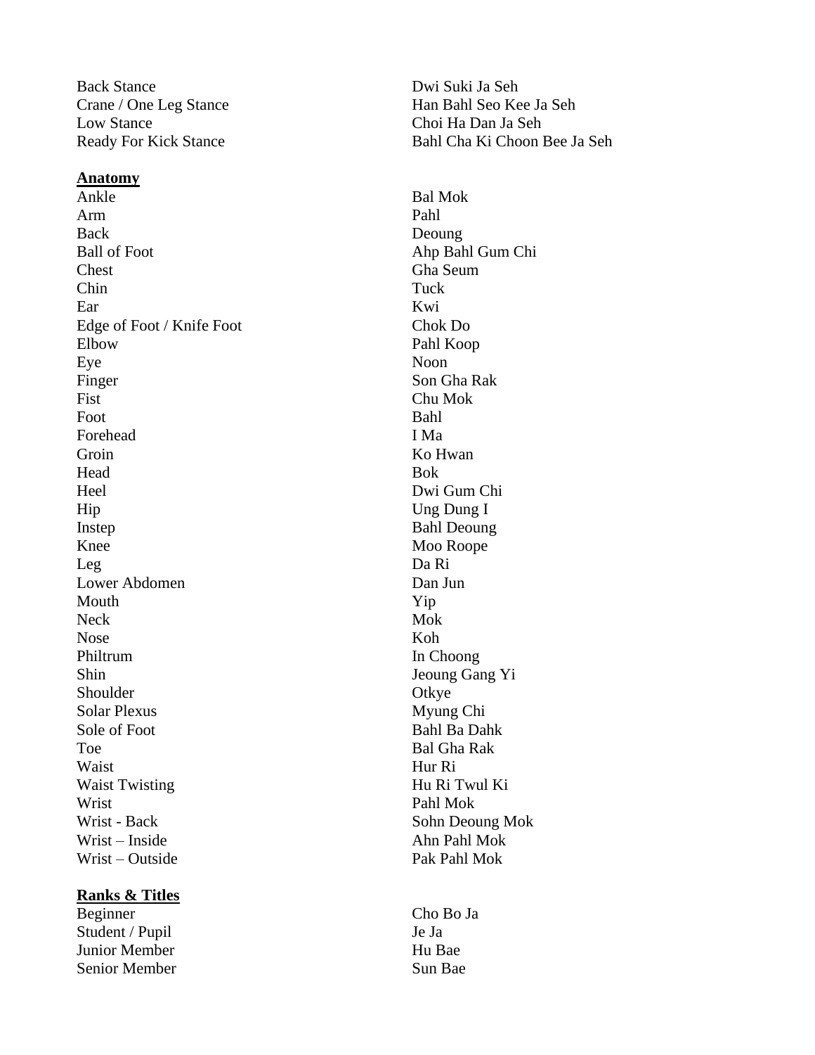| | |
|---|---|
| Back Stance | Dwi Suki Ja Seh |
| Crane / One Leg Stance | Han Bahl Seo Kee Ja Seh |
| Low Stance | Choi Ha Dan Ja Seh |
| Ready For Kick Stance | Bahl Cha Ki Choon Bee Ja Seh |

**Anatomy**

| | |
|---|---|
| Ankle | Bal Mok |
| Arm | Pahl |
| Back | Deoung |
| Ball of Foot | Ahp Bahl Gum Chi |
| Chest | Gha Seum |
| Chin | Tuck |
| Ear | Kwi |
| Edge of Foot / Knife Foot | Chok Do |
| Elbow | Pahl Koop |
| Eye | Noon |
| Finger | Son Gha Rak |
| Fist | Chu Mok |
| Foot | Bahl |
| Forehead | I Ma |
| Groin | Ko Hwan |
| Head | Bok |
| Heel | Dwi Gum Chi |
| Hip | Ung Dung I |
| Instep | Bahl Deoung |
| Knee | Moo Roope |
| Leg | Da Ri |
| Lower Abdomen | Dan Jun |
| Mouth | Yip |
| Neck | Mok |
| Nose | Koh |
| Philtrum | In Choong |
| Shin | Jeoung Gang Yi |
| Shoulder | Otkye |
| Solar Plexus | Myung Chi |
| Sole of Foot | Bahl Ba Dahk |
| Toe | Bal Gha Rak |
| Waist | Hur Ri |
| Waist Twisting | Hu Ri Twul Ki |
| Wrist | Pahl Mok |
| Wrist - Back | Sohn Deoung Mok |
| Wrist – Inside | Ahn Pahl Mok |
| Wrist – Outside | Pak Pahl Mok |

**Ranks & Titles**

| | |
|---|---|
| Beginner | Cho Bo Ja |
| Student / Pupil | Je Ja |
| Junior Member | Hu Bae |
| Senior Member | Sun Bae |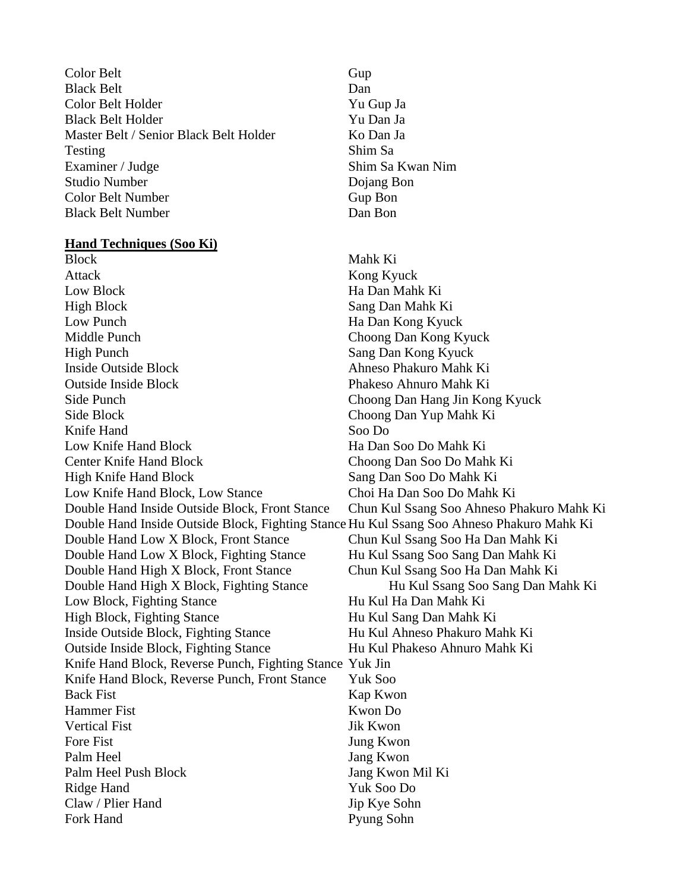| | |
|---|---|
| Color Belt | Gup |
| Black Belt | Dan |
| Color Belt Holder | Yu Gup Ja |
| Black Belt Holder | Yu Dan Ja |
| Master Belt / Senior Black Belt Holder | Ko Dan Ja |
| Testing | Shim Sa |
| Examiner / Judge | Shim Sa Kwan Nim |
| Studio Number | Dojang Bon |
| Color Belt Number | Gup Bon |
| Black Belt Number | Dan Bon |

**Hand Techniques (Soo Ki)**

| | |
|---|---|
| Block | Mahk Ki |
| Attack | Kong Kyuck |
| Low Block | Ha Dan Mahk Ki |
| High Block | Sang Dan Mahk Ki |
| Low Punch | Ha Dan Kong Kyuck |
| Middle Punch | Choong Dan Kong Kyuck |
| High Punch | Sang Dan Kong Kyuck |
| Inside Outside Block | Ahneso Phakuro Mahk Ki |
| Outside Inside Block | Phakeso Ahnuro Mahk Ki |
| Side Punch | Choong Dan Hang Jin Kong Kyuck |
| Side Block | Choong Dan Yup Mahk Ki |
| Knife Hand | Soo Do |
| Low Knife Hand Block | Ha Dan Soo Do Mahk Ki |
| Center Knife Hand Block | Choong Dan Soo Do Mahk Ki |
| High Knife Hand Block | Sang Dan Soo Do Mahk Ki |
| Low Knife Hand Block, Low Stance | Choi Ha Dan Soo Do Mahk Ki |
| Double Hand Inside Outside Block, Front Stance | Chun Kul Ssang Soo Ahneso Phakuro Mahk Ki |
| Double Hand Inside Outside Block, Fighting Stance | Hu Kul Ssang Soo Ahneso Phakuro Mahk Ki |
| Double Hand Low X Block, Front Stance | Chun Kul Ssang Soo Ha Dan Mahk Ki |
| Double Hand Low X Block, Fighting Stance | Hu Kul Ssang Soo Sang Dan Mahk Ki |
| Double Hand High X Block, Front Stance | Chun Kul Ssang Soo Ha Dan Mahk Ki |
| Double Hand High X Block, Fighting Stance | Hu Kul Ssang Soo Sang Dan Mahk Ki |
| Low Block, Fighting Stance | Hu Kul Ha Dan Mahk Ki |
| High Block, Fighting Stance | Hu Kul Sang Dan Mahk Ki |
| Inside Outside Block, Fighting Stance | Hu Kul Ahneso Phakuro Mahk Ki |
| Outside Inside Block, Fighting Stance | Hu Kul Phakeso Ahnuro Mahk Ki |
| Knife Hand Block, Reverse Punch, Fighting Stance | Yuk Jin |
| Knife Hand Block, Reverse Punch, Front Stance | Yuk Soo |
| Back Fist | Kap Kwon |
| Hammer Fist | Kwon Do |
| Vertical Fist | Jik Kwon |
| Fore Fist | Jung Kwon |
| Palm Heel | Jang Kwon |
| Palm Heel Push Block | Jang Kwon Mil Ki |
| Ridge Hand | Yuk Soo Do |
| Claw / Plier Hand | Jip Kye Sohn |
| Fork Hand | Pyung Sohn |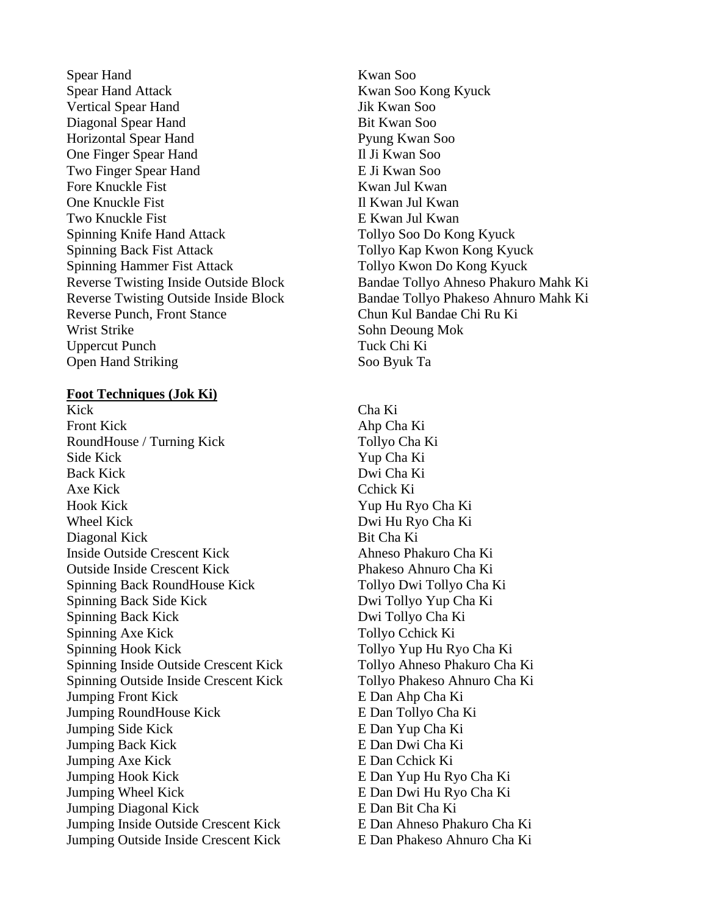| | |
|---|---|
| Spear Hand | Kwan Soo |
| Spear Hand Attack | Kwan Soo Kong Kyuck |
| Vertical Spear Hand | Jik Kwan Soo |
| Diagonal Spear Hand | Bit Kwan Soo |
| Horizontal Spear Hand | Pyung Kwan Soo |
| One Finger Spear Hand | Il Ji Kwan Soo |
| Two Finger Spear Hand | E Ji Kwan Soo |
| Fore Knuckle Fist | Kwan Jul Kwan |
| One Knuckle Fist | Il Kwan Jul Kwan |
| Two Knuckle Fist | E Kwan Jul Kwan |
| Spinning Knife Hand Attack | Tollyo Soo Do Kong Kyuck |
| Spinning Back Fist Attack | Tollyo Kap Kwon Kong Kyuck |
| Spinning Hammer Fist Attack | Tollyo Kwon Do Kong Kyuck |
| Reverse Twisting Inside Outside Block | Bandae Tollyo Ahneso Phakuro Mahk Ki |
| Reverse Twisting Outside Inside Block | Bandae Tollyo Phakeso Ahnuro Mahk Ki |
| Reverse Punch, Front Stance | Chun Kul Bandae Chi Ru Ki |
| Wrist Strike | Sohn Deoung Mok |
| Uppercut Punch | Tuck Chi Ki |
| Open Hand Striking | Soo Byuk Ta |

**Foot Techniques (Jok Ki)**

| | |
|---|---|
| Kick | Cha Ki |
| Front Kick | Ahp Cha Ki |
| RoundHouse / Turning Kick | Tollyo Cha Ki |
| Side Kick | Yup Cha Ki |
| Back Kick | Dwi Cha Ki |
| Axe Kick | Cchick Ki |
| Hook Kick | Yup Hu Ryo Cha Ki |
| Wheel Kick | Dwi Hu Ryo Cha Ki |
| Diagonal Kick | Bit Cha Ki |
| Inside Outside Crescent Kick | Ahneso Phakuro Cha Ki |
| Outside Inside Crescent Kick | Phakeso Ahnuro Cha Ki |
| Spinning Back RoundHouse Kick | Tollyo Dwi Tollyo Cha Ki |
| Spinning Back Side Kick | Dwi Tollyo Yup Cha Ki |
| Spinning Back Kick | Dwi Tollyo Cha Ki |
| Spinning Axe Kick | Tollyo Cchick Ki |
| Spinning Hook Kick | Tollyo Yup Hu Ryo Cha Ki |
| Spinning Inside Outside Crescent Kick | Tollyo Ahneso Phakuro Cha Ki |
| Spinning Outside Inside Crescent Kick | Tollyo Phakeso Ahnuro Cha Ki |
| Jumping Front Kick | E Dan Ahp Cha Ki |
| Jumping RoundHouse Kick | E Dan Tollyo Cha Ki |
| Jumping Side Kick | E Dan Yup Cha Ki |
| Jumping Back Kick | E Dan Dwi Cha Ki |
| Jumping Axe Kick | E Dan Cchick Ki |
| Jumping Hook Kick | E Dan Yup Hu Ryo Cha Ki |
| Jumping Wheel Kick | E Dan Dwi Hu Ryo Cha Ki |
| Jumping Diagonal Kick | E Dan Bit Cha Ki |
| Jumping Inside Outside Crescent Kick | E Dan Ahneso Phakuro Cha Ki |
| Jumping Outside Inside Crescent Kick | E Dan Phakeso Ahnuro Cha Ki |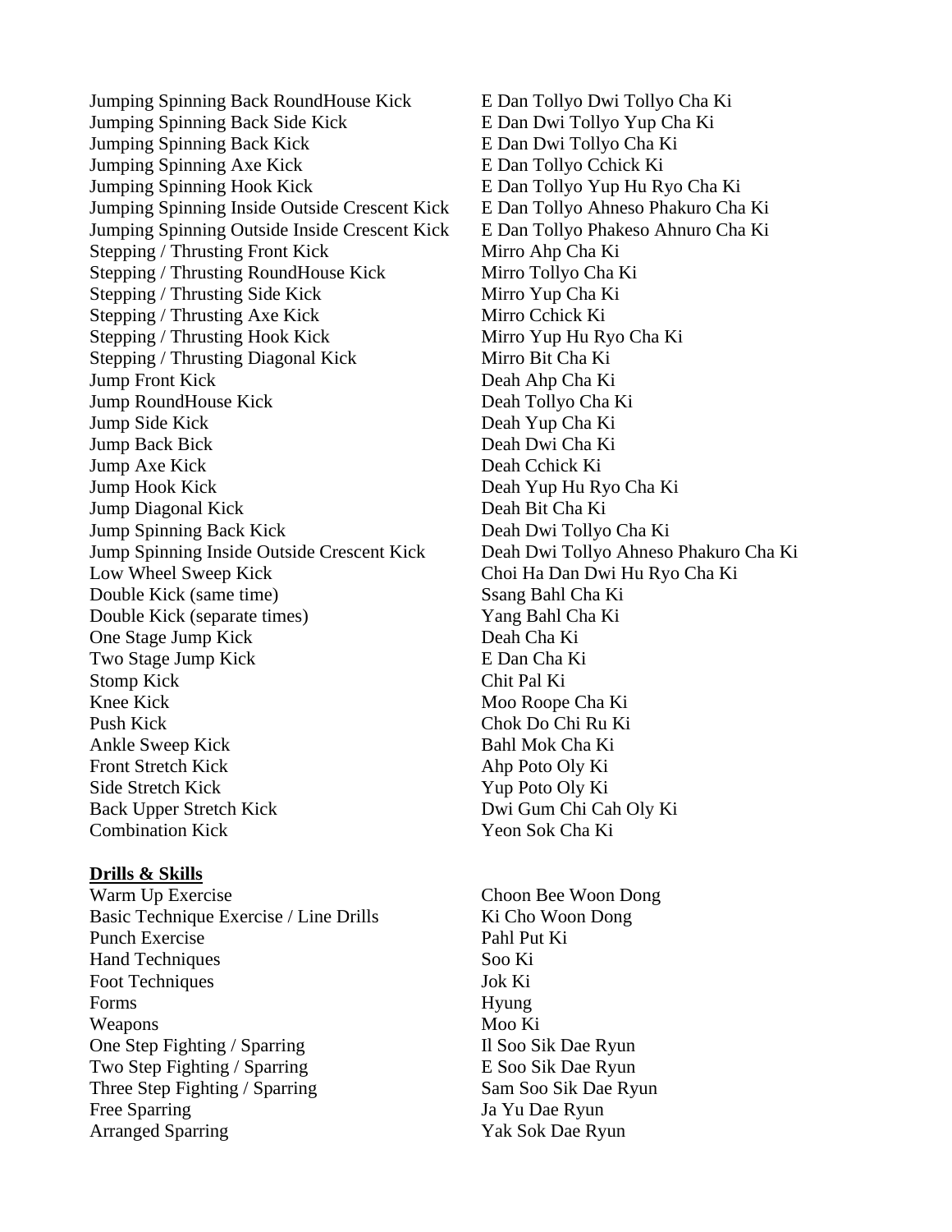| | |
|---|---|
| Jumping Spinning Back RoundHouse Kick | E Dan Tollyo Dwi Tollyo Cha Ki |
| Jumping Spinning Back Side Kick | E Dan Dwi Tollyo Yup Cha Ki |
| Jumping Spinning Back Kick | E Dan Dwi Tollyo Cha Ki |
| Jumping Spinning Axe Kick | E Dan Tollyo Cchick Ki |
| Jumping Spinning Hook Kick | E Dan Tollyo Yup Hu Ryo Cha Ki |
| Jumping Spinning Inside Outside Crescent Kick | E Dan Tollyo Ahneso Phakuro Cha Ki |
| Jumping Spinning Outside Inside Crescent Kick | E Dan Tollyo Phakeso Ahnuro Cha Ki |
| Stepping / Thrusting Front Kick | Mirro Ahp Cha Ki |
| Stepping / Thrusting RoundHouse Kick | Mirro Tollyo Cha Ki |
| Stepping / Thrusting Side Kick | Mirro Yup Cha Ki |
| Stepping / Thrusting Axe Kick | Mirro Cchick Ki |
| Stepping / Thrusting Hook Kick | Mirro Yup Hu Ryo Cha Ki |
| Stepping / Thrusting Diagonal Kick | Mirro Bit Cha Ki |
| Jump Front Kick | Deah Ahp Cha Ki |
| Jump RoundHouse Kick | Deah Tollyo Cha Ki |
| Jump Side Kick | Deah Yup Cha Ki |
| Jump Back Bick | Deah Dwi Cha Ki |
| Jump Axe Kick | Deah Cchick Ki |
| Jump Hook Kick | Deah Yup Hu Ryo Cha Ki |
| Jump Diagonal Kick | Deah Bit Cha Ki |
| Jump Spinning Back Kick | Deah Dwi Tollyo Cha Ki |
| Jump Spinning Inside Outside Crescent Kick | Deah Dwi Tollyo Ahneso Phakuro Cha Ki |
| Low Wheel Sweep Kick | Choi Ha Dan Dwi Hu Ryo Cha Ki |
| Double Kick (same time) | Ssang Bahl Cha Ki |
| Double Kick (separate times) | Yang Bahl Cha Ki |
| One Stage Jump Kick | Deah Cha Ki |
| Two Stage Jump Kick | E Dan Cha Ki |
| Stomp Kick | Chit Pal Ki |
| Knee Kick | Moo Roope Cha Ki |
| Push Kick | Chok Do Chi Ru Ki |
| Ankle Sweep Kick | Bahl Mok Cha Ki |
| Front Stretch Kick | Ahp Poto Oly Ki |
| Side Stretch Kick | Yup Poto Oly Ki |
| Back Upper Stretch Kick | Dwi Gum Chi Cah Oly Ki |
| Combination Kick | Yeon Sok Cha Ki |

**Drills & Skills**

| | |
|---|---|
| Warm Up Exercise | Choon Bee Woon Dong |
| Basic Technique Exercise / Line Drills | Ki Cho Woon Dong |
| Punch Exercise | Pahl Put Ki |
| Hand Techniques | Soo Ki |
| Foot Techniques | Jok Ki |
| Forms | Hyung |
| Weapons | Moo Ki |
| One Step Fighting / Sparring | Il Soo Sik Dae Ryun |
| Two Step Fighting / Sparring | E Soo Sik Dae Ryun |
| Three Step Fighting / Sparring | Sam Soo Sik Dae Ryun |
| Free Sparring | Ja Yu Dae Ryun |
| Arranged Sparring | Yak Sok Dae Ryun |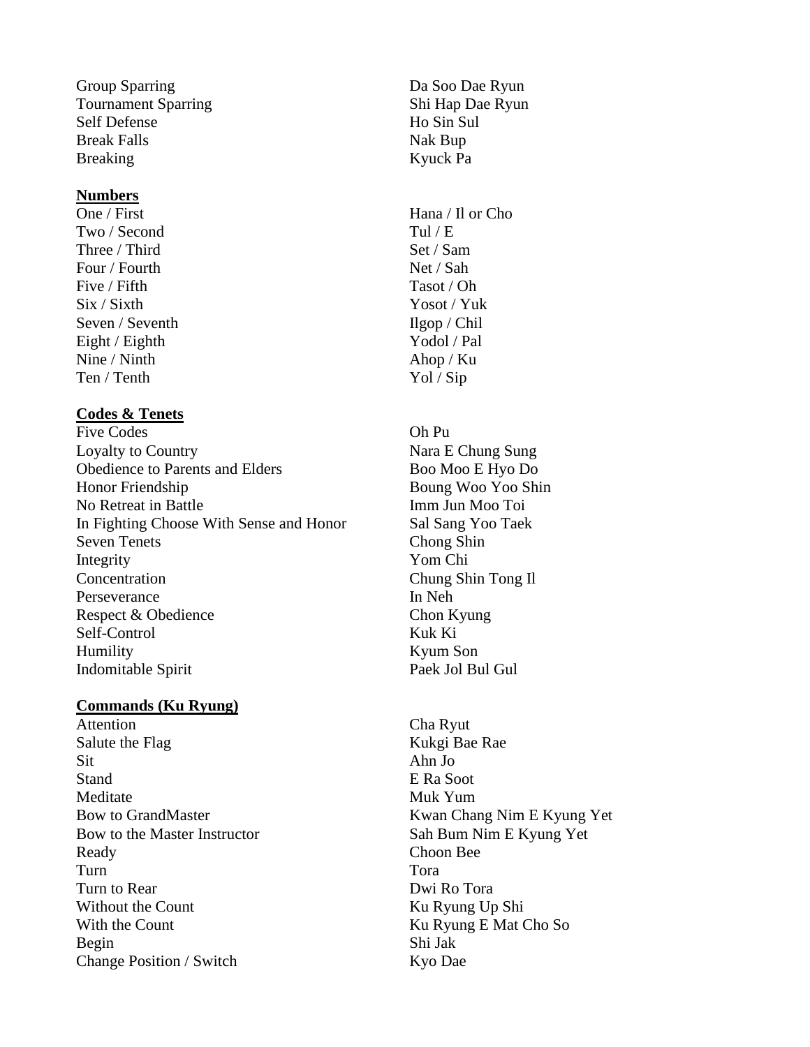| | |
|---|---|
| Group Sparring | Da Soo Dae Ryun |
| Tournament Sparring | Shi Hap Dae Ryun |
| Self Defense | Ho Sin Sul |
| Break Falls | Nak Bup |
| Breaking | Kyuck Pa |

**Numbers**

| | |
|---|---|
| One / First | Hana / Il or Cho |
| Two / Second | Tul / E |
| Three / Third | Set / Sam |
| Four / Fourth | Net / Sah |
| Five / Fifth | Tasot / Oh |
| Six / Sixth | Yosot / Yuk |
| Seven / Seventh | Ilgop / Chil |
| Eight / Eighth | Yodol / Pal |
| Nine / Ninth | Ahop / Ku |
| Ten / Tenth | Yol / Sip |

**Codes & Tenets**

| | |
|---|---|
| Five Codes | Oh Pu |
| Loyalty to Country | Nara E Chung Sung |
| Obedience to Parents and Elders | Boo Moo E Hyo Do |
| Honor Friendship | Boung Woo Yoo Shin |
| No Retreat in Battle | Imm Jun Moo Toi |
| In Fighting Choose With Sense and Honor | Sal Sang Yoo Taek |
| Seven Tenets | Chong Shin |
| Integrity | Yom Chi |
| Concentration | Chung Shin Tong Il |
| Perseverance | In Neh |
| Respect & Obedience | Chon Kyung |
| Self-Control | Kuk Ki |
| Humility | Kyum Son |
| Indomitable Spirit | Paek Jol Bul Gul |

**Commands (Ku Ryung)**

| | |
|---|---|
| Attention | Cha Ryut |
| Salute the Flag | Kukgi Bae Rae |
| Sit | Ahn Jo |
| Stand | E Ra Soot |
| Meditate | Muk Yum |
| Bow to GrandMaster | Kwan Chang Nim E Kyung Yet |
| Bow to the Master Instructor | Sah Bum Nim E Kyung Yet |
| Ready | Choon Bee |
| Turn | Tora |
| Turn to Rear | Dwi Ro Tora |
| Without the Count | Ku Ryung Up Shi |
| With the Count | Ku Ryung E Mat Cho So |
| Begin | Shi Jak |
| Change Position / Switch | Kyo Dae |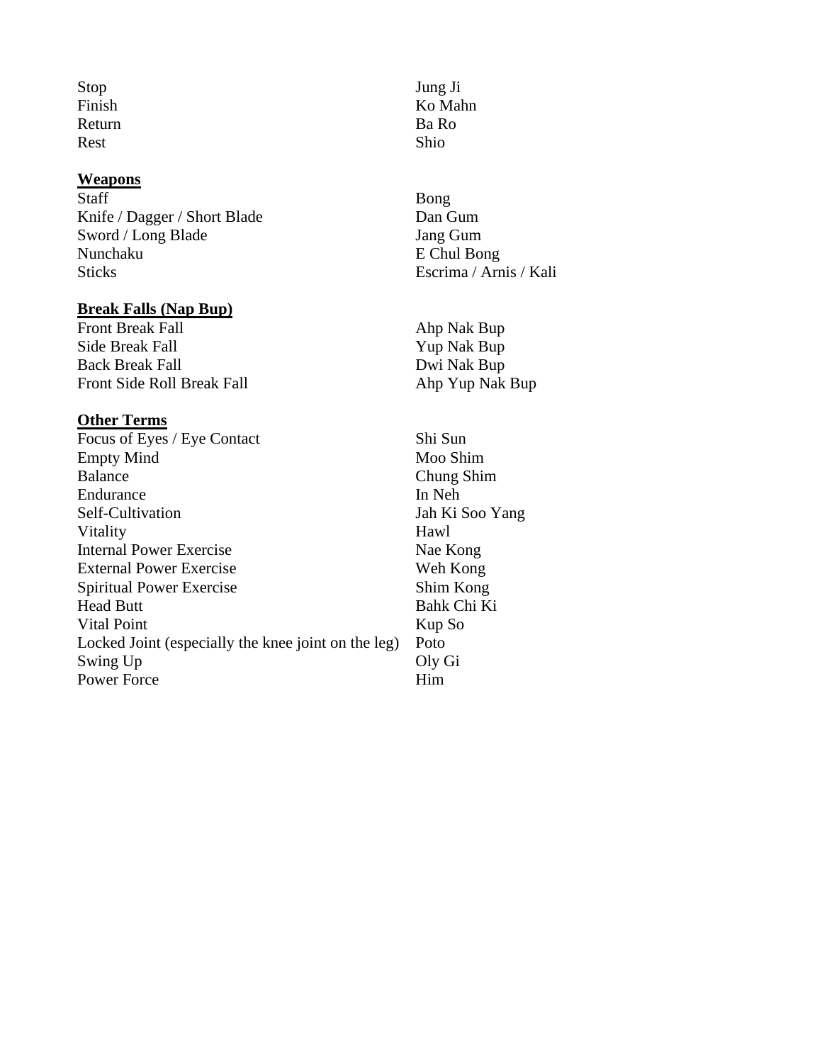| | |
|---|---|
| Stop | Jung Ji |
| Finish | Ko Mahn |
| Return | Ba Ro |
| Rest | Shio |

**Weapons**

| | |
|---|---|
| Staff | Bong |
| Knife / Dagger / Short Blade | Dan Gum |
| Sword / Long Blade | Jang Gum |
| Nunchaku | E Chul Bong |
| Sticks | Escrima / Arnis / Kali |

**Break Falls (Nap Bup)**

| | |
|---|---|
| Front Break Fall | Ahp Nak Bup |
| Side Break Fall | Yup Nak Bup |
| Back Break Fall | Dwi Nak Bup |
| Front Side Roll Break Fall | Ahp Yup Nak Bup |

**Other Terms**

| | |
|---|---|
| Focus of Eyes / Eye Contact | Shi Sun |
| Empty Mind | Moo Shim |
| Balance | Chung Shim |
| Endurance | In Neh |
| Self-Cultivation | Jah Ki Soo Yang |
| Vitality | Hawl |
| Internal Power Exercise | Nae Kong |
| External Power Exercise | Weh Kong |
| Spiritual Power Exercise | Shim Kong |
| Head Butt | Bahk Chi Ki |
| Vital Point | Kup So |
| Locked Joint (especially the knee joint on the leg) | Poto |
| Swing Up | Oly Gi |
| Power Force | Him |